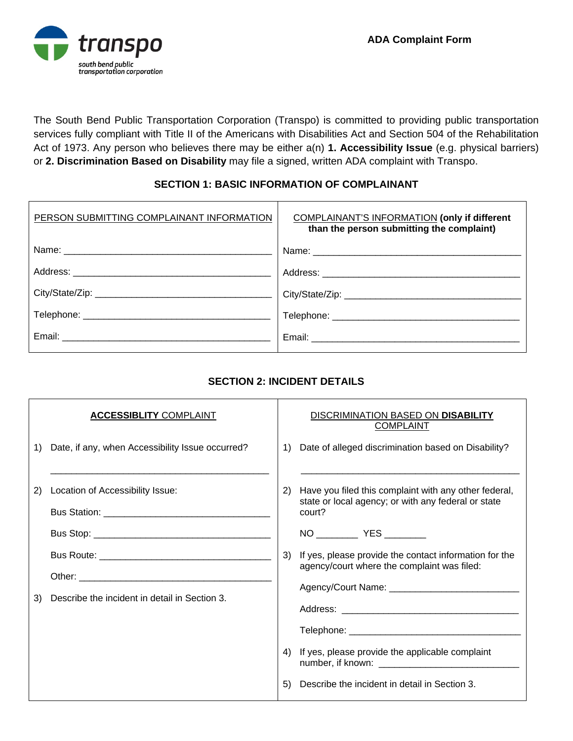transspo

south bend public transportation corporation

**ADA Complaint Form**

The South Bend Public Transportation Corporation (Transpo) is committed to providing public transportation services fully compliant with Title II of the Americans with Disabilities Act and Section 504 of the Rehabilitation Act of 1973. Any person who believes there may be either a(n) **1. Accessibility Issue** (e.g. physical barriers) or **2. Discrimination Based on Disability** may file a signed, written ADA complaint with Transpo.

## SECTION 1: BASIC INFORMATION OF COMPLAINANT

| PERSON SUBMITTING COMPLAINANT INFORMATION | COMPLAINANT'S INFORMATION **(only if different than the person submitting the complaint)** |
|---|---|
| Name: ______________________ | Name: ______________________ |
| Address: ______________________ | Address: ______________________ |
| City/State/Zip: ______________________ | City/State/Zip: ______________________ |
| Telephone: ______________________ | Telephone: ______________________ |
| Email: ______________________ | Email: ______________________ |

## SECTION 2: INCIDENT DETAILS

| **ACCESSIBLITY** COMPLAINT | DISCRIMINATION BASED ON **DISABILITY** COMPLAINT |
|---|---|
| 1) Date, if any, when Accessibility Issue occurred?<br>______________________ | 1) Date of alleged discrimination based on Disability?<br>______________________ |
| 2) Location of Accessibility Issue:<br>Bus Station: ______________________<br>Bus Stop: ______________________<br>Bus Route: ______________________<br>Other: ______________________ | 2) Have you filed this complaint with any other federal, state or local agency; or with any federal or state court?<br>NO ________ YES ________ |
| 3) Describe the incident in detail in Section 3. | 3) If yes, please provide the contact information for the agency/court where the complaint was filed:<br>Agency/Court Name: ______________________<br>Address: ______________________<br>Telephone: ______________________ |
| | 4) If yes, please provide the applicable complaint number, if known: ______________________ |
| | 5) Describe the incident in detail in Section 3. |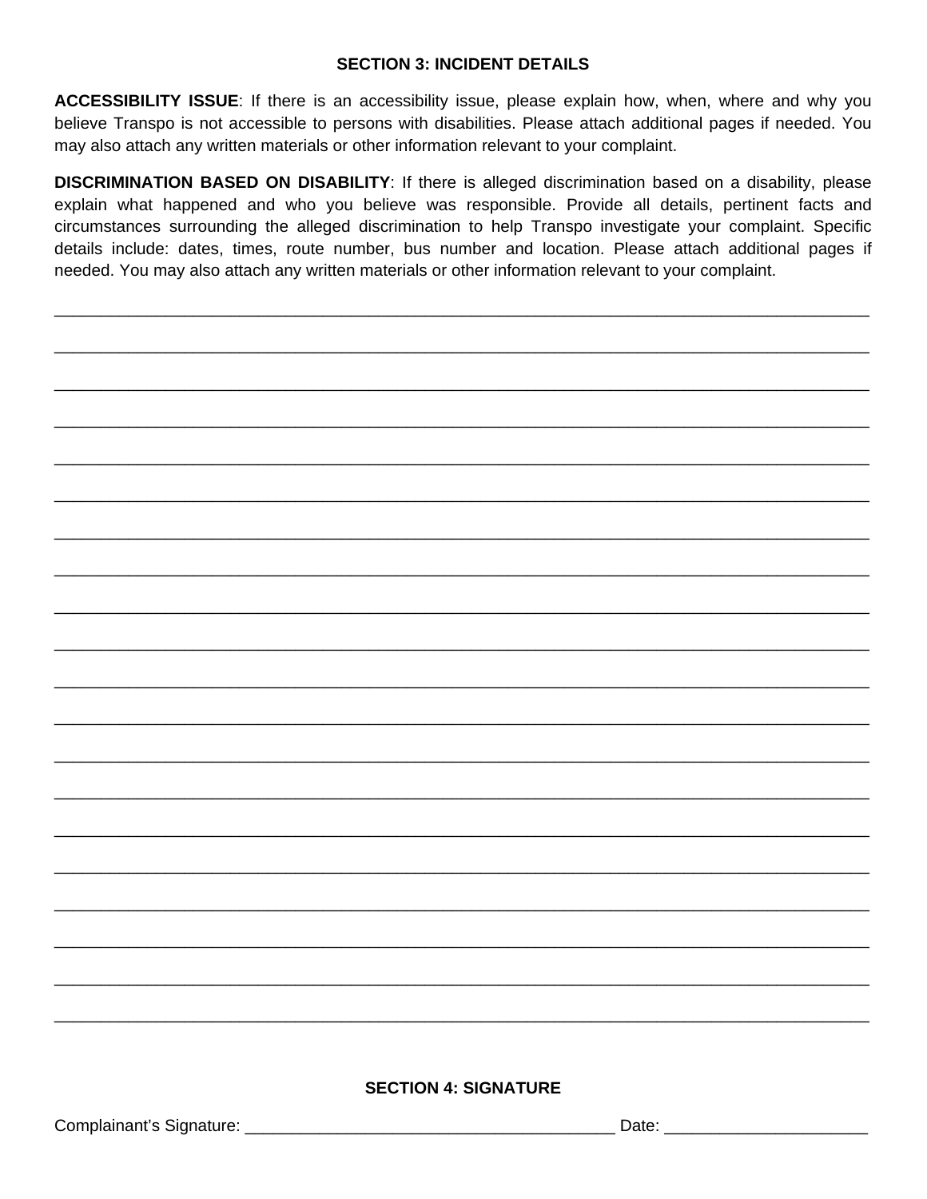## SECTION 3: INCIDENT DETAILS

**ACCESSIBILITY ISSUE**: If there is an accessibility issue, please explain how, when, where and why you believe Transpo is not accessible to persons with disabilities. Please attach additional pages if needed. You may also attach any written materials or other information relevant to your complaint.

**DISCRIMINATION BASED ON DISABILITY**: If there is alleged discrimination based on a disability, please explain what happened and who you believe was responsible. Provide all details, pertinent facts and circumstances surrounding the alleged discrimination to help Transpo investigate your complaint. Specific details include: dates, times, route number, bus number and location. Please attach additional pages if needed. You may also attach any written materials or other information relevant to your complaint.

____________________________________________________________________________________

____________________________________________________________________________________

____________________________________________________________________________________

____________________________________________________________________________________

____________________________________________________________________________________

____________________________________________________________________________________

____________________________________________________________________________________

____________________________________________________________________________________

____________________________________________________________________________________

____________________________________________________________________________________

____________________________________________________________________________________

____________________________________________________________________________________

____________________________________________________________________________________

____________________________________________________________________________________

____________________________________________________________________________________

____________________________________________________________________________________

____________________________________________________________________________________

____________________________________________________________________________________

____________________________________________________________________________________

____________________________________________________________________________________

## SECTION 4: SIGNATURE

Complainant's Signature: ________________________________________ Date: ______________________